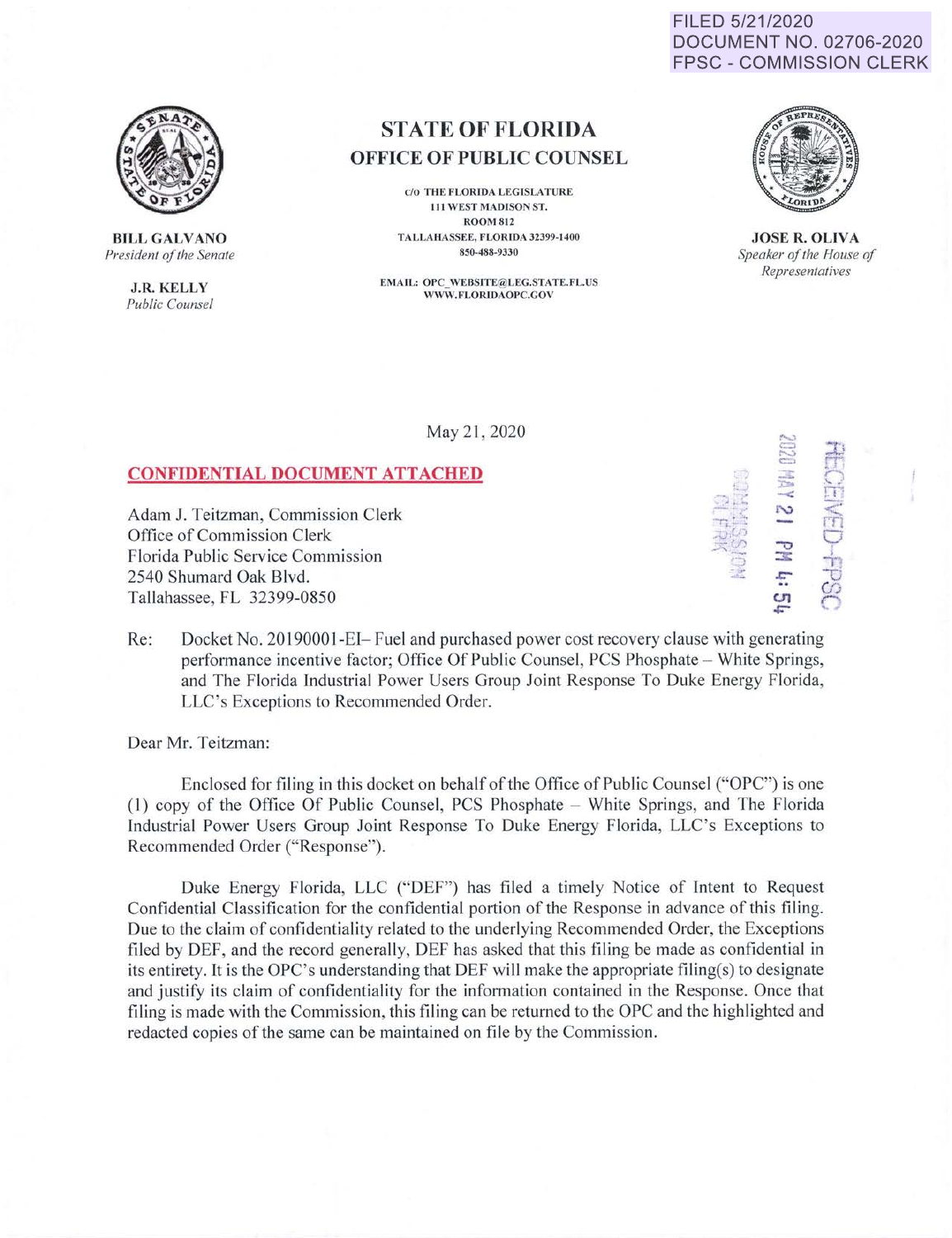FILED 5/21/2020
DOCUMENT NO. 02706-2020
FPSC - COMMISSION CLERK

**BILL GALVANO**
*President of the Senate*

**J.R. KELLY**
*Public Counsel*

# STATE OF FLORIDA
## OFFICE OF PUBLIC COUNSEL

C/O THE FLORIDA LEGISLATURE
111 WEST MADISON ST.
ROOM 812
TALLAHASSEE, FLORIDA 32399-1400
850-488-9330

EMAIL: OPC_WEBSITE@LEG.STATE.FL.US
WWW.FLORIDAOPC.GOV

**JOSE R. OLIVA**
*Speaker of the House of Representatives*

RECEIVED-FPSC
2020 MAY 21 PM 4:54
COMMISSION CLERK

May 21, 2020

**CONFIDENTIAL DOCUMENT ATTACHED**

Adam J. Teitzman, Commission Clerk
Office of Commission Clerk
Florida Public Service Commission
2540 Shumard Oak Blvd.
Tallahassee, FL 32399-0850

Re: Docket No. 20190001-EI– Fuel and purchased power cost recovery clause with generating performance incentive factor; Office Of Public Counsel, PCS Phosphate – White Springs, and The Florida Industrial Power Users Group Joint Response To Duke Energy Florida, LLC's Exceptions to Recommended Order.

Dear Mr. Teitzman:

Enclosed for filing in this docket on behalf of the Office of Public Counsel ("OPC") is one (1) copy of the Office Of Public Counsel, PCS Phosphate – White Springs, and The Florida Industrial Power Users Group Joint Response To Duke Energy Florida, LLC's Exceptions to Recommended Order ("Response").

Duke Energy Florida, LLC ("DEF") has filed a timely Notice of Intent to Request Confidential Classification for the confidential portion of the Response in advance of this filing. Due to the claim of confidentiality related to the underlying Recommended Order, the Exceptions filed by DEF, and the record generally, DEF has asked that this filing be made as confidential in its entirety. It is the OPC's understanding that DEF will make the appropriate filing(s) to designate and justify its claim of confidentiality for the information contained in the Response. Once that filing is made with the Commission, this filing can be returned to the OPC and the highlighted and redacted copies of the same can be maintained on file by the Commission.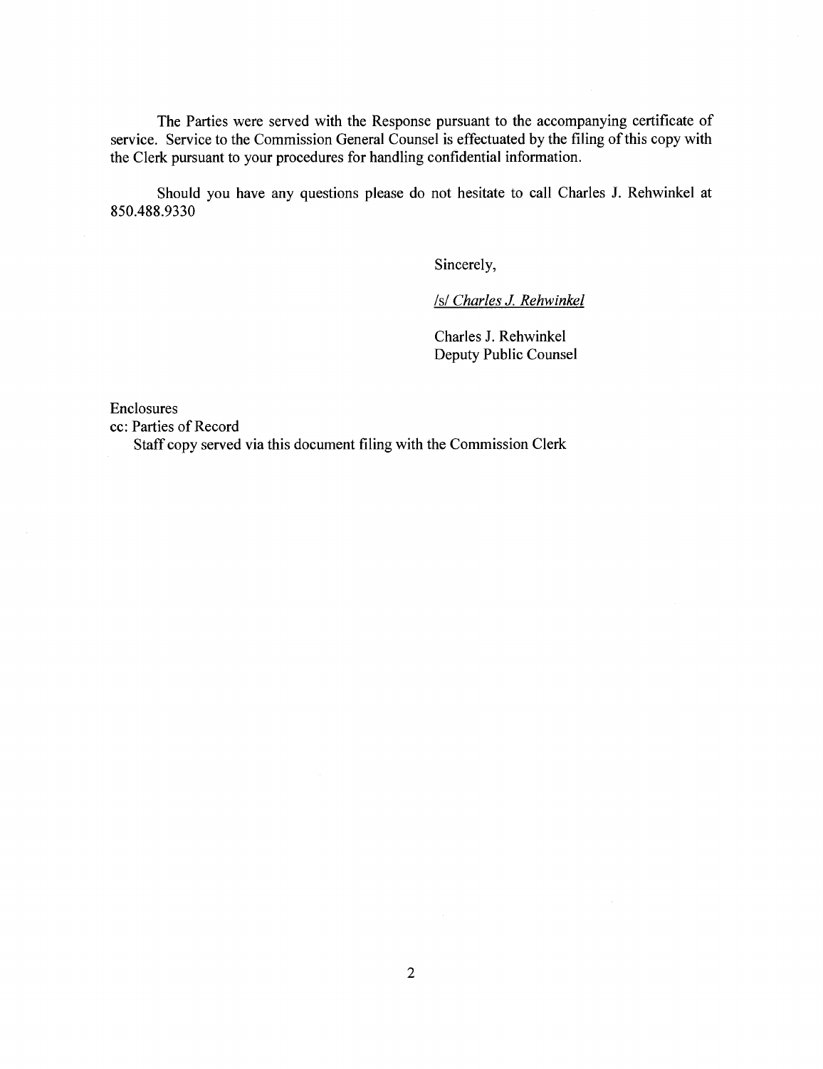The Parties were served with the Response pursuant to the accompanying certificate of service. Service to the Commission General Counsel is effectuated by the filing of this copy with the Clerk pursuant to your procedures for handling confidential information.

Should you have any questions please do not hesitate to call Charles J. Rehwinkel at 850.488.9330

Sincerely,

/s/ *Charles J. Rehwinkel*

Charles J. Rehwinkel
Deputy Public Counsel

Enclosures
cc: Parties of Record
Staff copy served via this document filing with the Commission Clerk